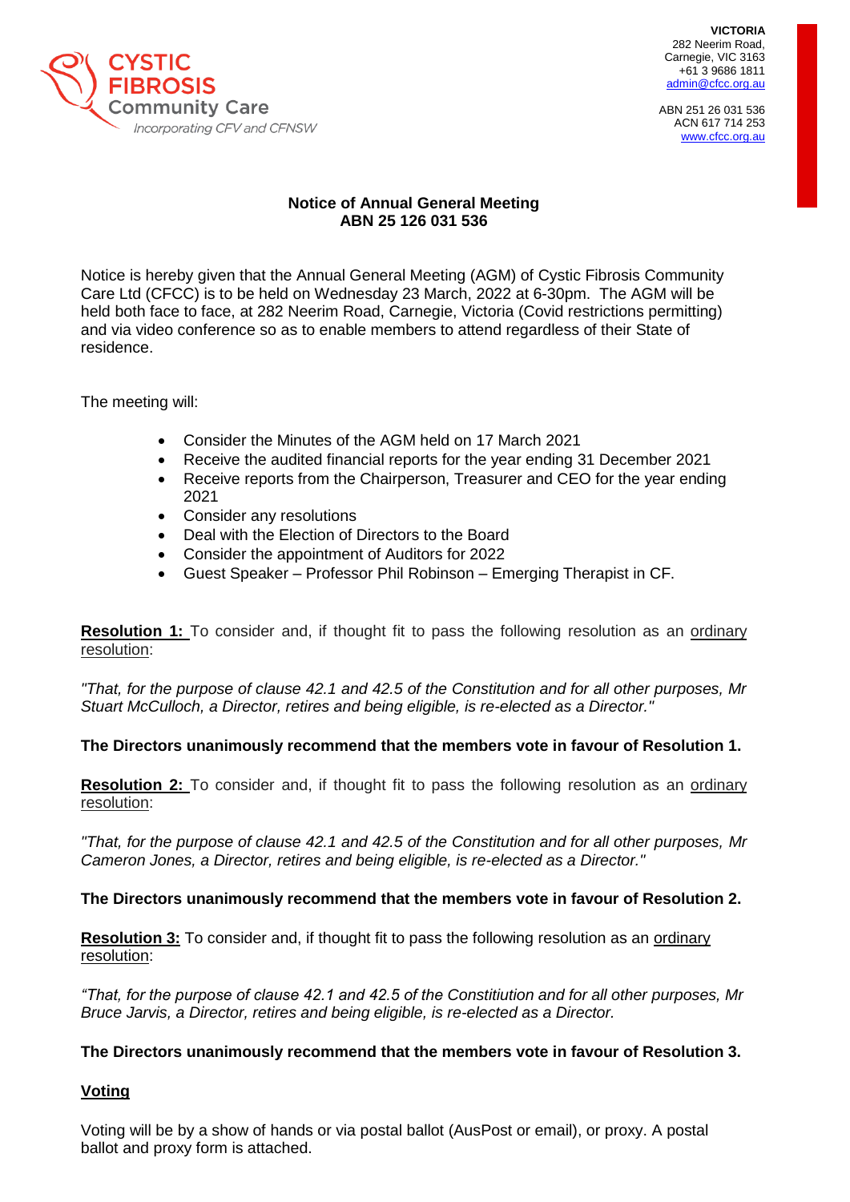CYSTIC FIBROSIS Community Care
*Incorporating CFV and CFNSW*

**VICTORIA**
282 Neerim Road,
Carnegie, VIC 3163
+61 3 9686 1811
admin@cfcc.org.au

ABN 251 26 031 536
ACN 617 714 253
www.cfcc.org.au

**Notice of Annual General Meeting**
**ABN 25 126 031 536**

Notice is hereby given that the Annual General Meeting (AGM) of Cystic Fibrosis Community Care Ltd (CFCC) is to be held on Wednesday 23 March, 2022 at 6-30pm. The AGM will be held both face to face, at 282 Neerim Road, Carnegie, Victoria (Covid restrictions permitting) and via video conference so as to enable members to attend regardless of their State of residence.

The meeting will:

- Consider the Minutes of the AGM held on 17 March 2021
- Receive the audited financial reports for the year ending 31 December 2021
- Receive reports from the Chairperson, Treasurer and CEO for the year ending 2021
- Consider any resolutions
- Deal with the Election of Directors to the Board
- Consider the appointment of Auditors for 2022
- Guest Speaker – Professor Phil Robinson – Emerging Therapist in CF.

**<u>Resolution 1:</u>** To consider and, if thought fit to pass the following resolution as an <u>ordinary resolution</u>:

*"That, for the purpose of clause 42.1 and 42.5 of the Constitution and for all other purposes, Mr Stuart McCulloch, a Director, retires and being eligible, is re-elected as a Director."*

**The Directors unanimously recommend that the members vote in favour of Resolution 1.**

**<u>Resolution 2:</u>** To consider and, if thought fit to pass the following resolution as an <u>ordinary resolution</u>:

*"That, for the purpose of clause 42.1 and 42.5 of the Constitution and for all other purposes, Mr Cameron Jones, a Director, retires and being eligible, is re-elected as a Director."*

**The Directors unanimously recommend that the members vote in favour of Resolution 2.**

**<u>Resolution 3:</u>** To consider and, if thought fit to pass the following resolution as an <u>ordinary resolution</u>:

*"That, for the purpose of clause 42.1 and 42.5 of the Constitiution and for all other purposes, Mr Bruce Jarvis, a Director, retires and being eligible, is re-elected as a Director.*

**The Directors unanimously recommend that the members vote in favour of Resolution 3.**

**<u>Voting</u>**

Voting will be by a show of hands or via postal ballot (AusPost or email), or proxy. A postal ballot and proxy form is attached.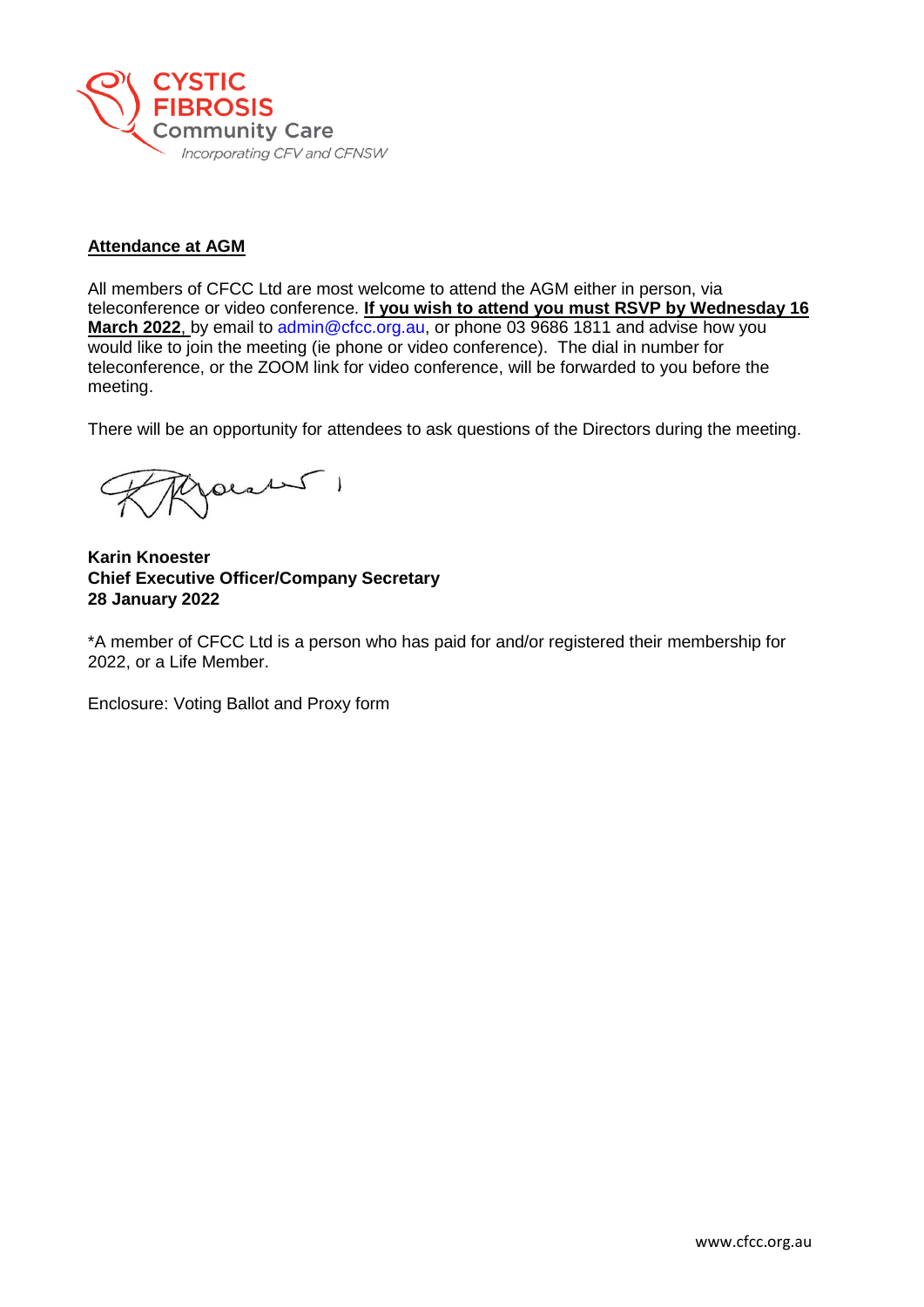**Attendance at AGM**

All members of CFCC Ltd are most welcome to attend the AGM either in person, via teleconference or video conference. **If you wish to attend you must RSVP by Wednesday 16 March 2022**, by email to admin@cfcc.org.au, or phone 03 9686 1811 and advise how you would like to join the meeting (ie phone or video conference). The dial in number for teleconference, or the ZOOM link for video conference, will be forwarded to you before the meeting.

There will be an opportunity for attendees to ask questions of the Directors during the meeting.

**Karin Knoester**
**Chief Executive Officer/Company Secretary**
**28 January 2022**

*A member of CFCC Ltd is a person who has paid for and/or registered their membership for 2022, or a Life Member.

Enclosure: Voting Ballot and Proxy form